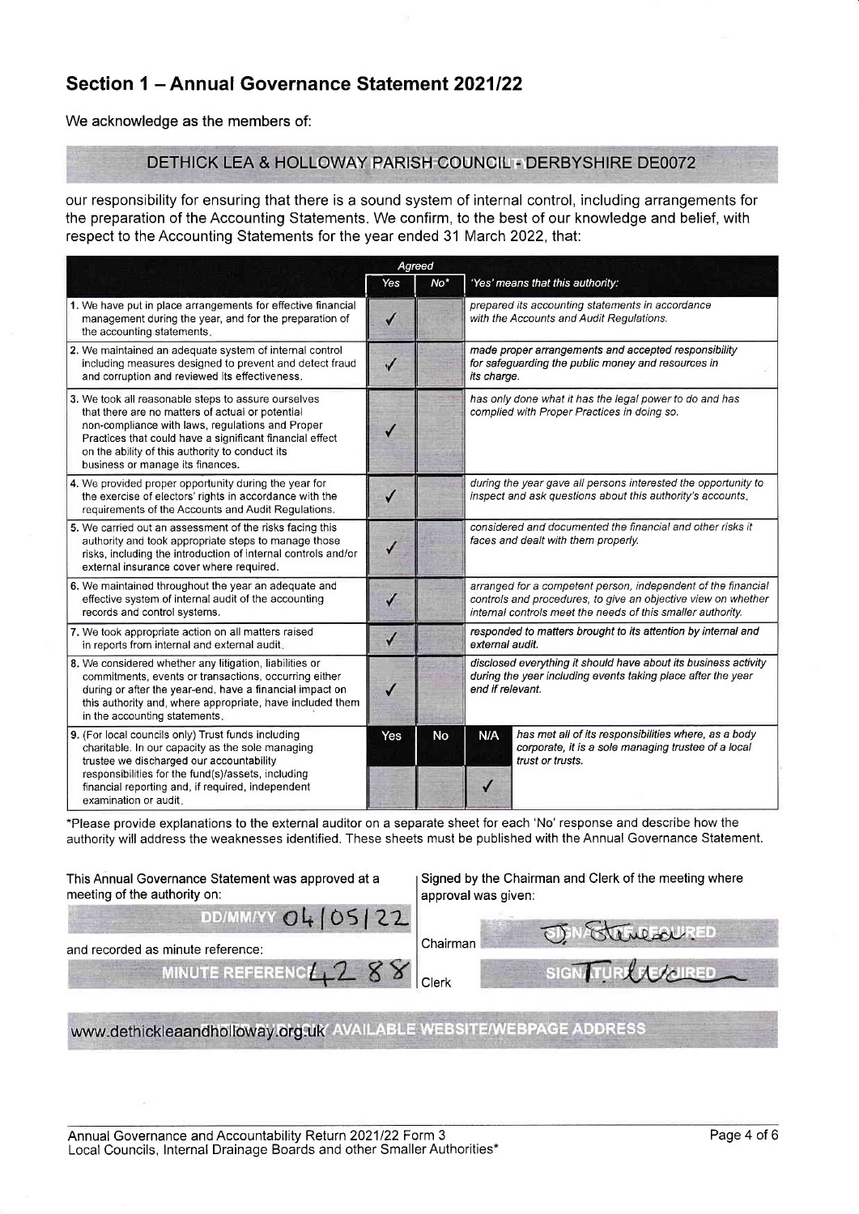## Section 1 – Annual Governance Statement 2021/22

We acknowledge as the members of:

**DETHICK LEA & HOLLOWAY PARISH COUNCIL - DERBYSHIRE DE0072**

our responsibility for ensuring that there is a sound system of internal control, including arrangements for the preparation of the Accounting Statements. We confirm, to the best of our knowledge and belief, with respect to the Accounting Statements for the year ended 31 March 2022, that:

| | Agreed | | |
|---|---|---|---|
| | Yes | No* | 'Yes' means that this authority: |
| 1. We have put in place arrangements for effective financial management during the year, and for the preparation of the accounting statements. | ✓ | | *prepared its accounting statements in accordance with the Accounts and Audit Regulations.* |
| 2. We maintained an adequate system of internal control including measures designed to prevent and detect fraud and corruption and reviewed its effectiveness. | ✓ | | *made proper arrangements and accepted responsibility for safeguarding the public money and resources in its charge.* |
| 3. We took all reasonable steps to assure ourselves that there are no matters of actual or potential non-compliance with laws, regulations and Proper Practices that could have a significant financial effect on the ability of this authority to conduct its business or manage its finances. | ✓ | | *has only done what it has the legal power to do and has complied with Proper Practices in doing so.* |
| 4. We provided proper opportunity during the year for the exercise of electors' rights in accordance with the requirements of the Accounts and Audit Regulations. | ✓ | | *during the year gave all persons interested the opportunity to inspect and ask questions about this authority's accounts.* |
| 5. We carried out an assessment of the risks facing this authority and took appropriate steps to manage those risks, including the introduction of internal controls and/or external insurance cover where required. | ✓ | | *considered and documented the financial and other risks it faces and dealt with them properly.* |
| 6. We maintained throughout the year an adequate and effective system of internal audit of the accounting records and control systems. | ✓ | | *arranged for a competent person, independent of the financial controls and procedures, to give an objective view on whether internal controls meet the needs of this smaller authority.* |
| 7. We took appropriate action on all matters raised in reports from internal and external audit. | ✓ | | *responded to matters brought to its attention by internal and external audit.* |
| 8. We considered whether any litigation, liabilities or commitments, events or transactions, occurring either during or after the year-end, have a financial impact on this authority and, where appropriate, have included them in the accounting statements. | ✓ | | *disclosed everything it should have about its business activity during the year including events taking place after the year end if relevant.* |

| | Yes | No | N/A | |
|---|---|---|---|---|
| 9. (For local councils only) Trust funds including charitable. In our capacity as the sole managing trustee we discharged our accountability responsibilities for the fund(s)/assets, including financial reporting and, if required, independent examination or audit. | | | ✓ | *has met all of its responsibilities where, as a body corporate, it is a sole managing trustee of a local trust or trusts.* |

*Please provide explanations to the external auditor on a separate sheet for each 'No' response and describe how the authority will address the weaknesses identified. These sheets must be published with the Annual Governance Statement.

| This Annual Governance Statement was approved at a meeting of the authority on: | Signed by the Chairman and Clerk of the meeting where approval was given: | |
|---|---|---|
| DD/MM/YY 04/05/22 | Chairman | SIGNATURE REQUIRED [signed] |
| and recorded as minute reference: MINUTE REFERENCE 4288 | Clerk | SIGNATURE REQUIRED [signed] |

www.dethickleaandholloway.org.uk — AVAILABLE WEBSITE/WEBPAGE ADDRESS

Annual Governance and Accountability Return 2021/22 Form 3
Local Councils, Internal Drainage Boards and other Smaller Authorities*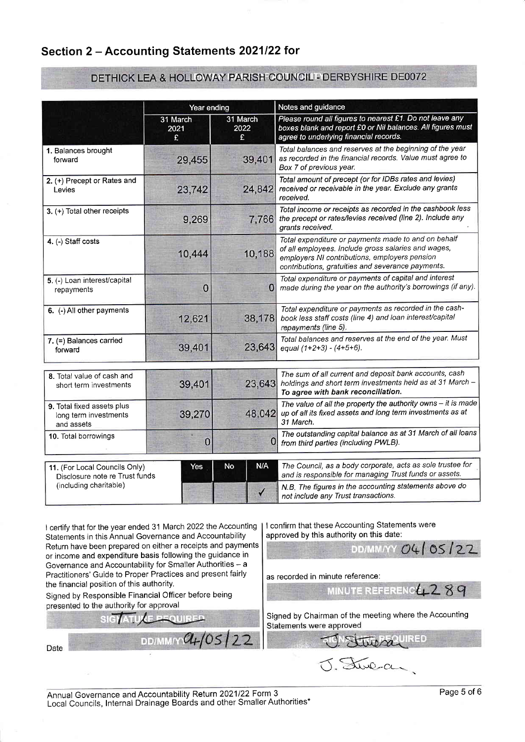## Section 2 – Accounting Statements 2021/22 for

DETHICK LEA & HOLLOWAY PARISH COUNCIL - DERBYSHIRE DE0072

| | Year ending | | Notes and guidance |
|---|---|---|---|
| | 31 March 2021 £ | 31 March 2022 £ | Please round all figures to nearest £1. Do not leave any boxes blank and report £0 or Nil balances. All figures must agree to underlying financial records. |
| 1. Balances brought forward | 29,455 | 39,401 | Total balances and reserves at the beginning of the year as recorded in the financial records. Value must agree to Box 7 of previous year. |
| 2. (+) Precept or Rates and Levies | 23,742 | 24,842 | Total amount of precept (or for IDBs rates and levies) received or receivable in the year. Exclude any grants received. |
| 3. (+) Total other receipts | 9,269 | 7,766 | Total income or receipts as recorded in the cashbook less the precept or rates/levies received (line 2). Include any grants received. |
| 4. (-) Staff costs | 10,444 | 10,188 | Total expenditure or payments made to and on behalf of all employees. Include gross salaries and wages, employers NI contributions, employers pension contributions, gratuities and severance payments. |
| 5. (-) Loan interest/capital repayments | 0 | 0 | Total expenditure or payments of capital and interest made during the year on the authority's borrowings (if any). |
| 6. (-) All other payments | 12,621 | 38,178 | Total expenditure or payments as recorded in the cash-book less staff costs (line 4) and loan interest/capital repayments (line 5). |
| 7. (=) Balances carried forward | 39,401 | 23,643 | Total balances and reserves at the end of the year. Must equal (1+2+3) - (4+5+6). |
| 8. Total value of cash and short term investments | 39,401 | 23,643 | The sum of all current and deposit bank accounts, cash holdings and short term investments held as at 31 March – **To agree with bank reconciliation.** |
| 9. Total fixed assets plus long term investments and assets | 39,270 | 48,042 | The value of all the property the authority owns – it is made up of all its fixed assets and long term investments as at 31 March. |
| 10. Total borrowings | 0 | 0 | The outstanding capital balance as at 31 March of all loans from third parties (including PWLB). |

| 11. (For Local Councils Only) Disclosure note re Trust funds (including charitable) | Yes | No | N/A | The Council, as a body corporate, acts as sole trustee for and is responsible for managing Trust funds or assets. |
|---|---|---|---|---|
| | | | ✓ | N.B. The figures in the accounting statements above do not include any Trust transactions. |

I certify that for the year ended 31 March 2022 the Accounting Statements in this Annual Governance and Accountability Return have been prepared on either a receipts and payments or income and expenditure basis following the guidance in Governance and Accountability for Smaller Authorities – a Practitioners' Guide to Proper Practices and present fairly the financial position of this authority.

Signed by Responsible Financial Officer before being presented to the authority for approval

SIGNATURE REQUIRED

Date DD/MM/YY 04/05/22

I confirm that these Accounting Statements were approved by this authority on this date:

DD/MM/YY 04/05/22

as recorded in minute reference:

MINUTE REFERENCE 4289

Signed by Chairman of the meeting where the Accounting Statements were approved

SIGNATURE REQUIRED J. Stevens

J. Stevens